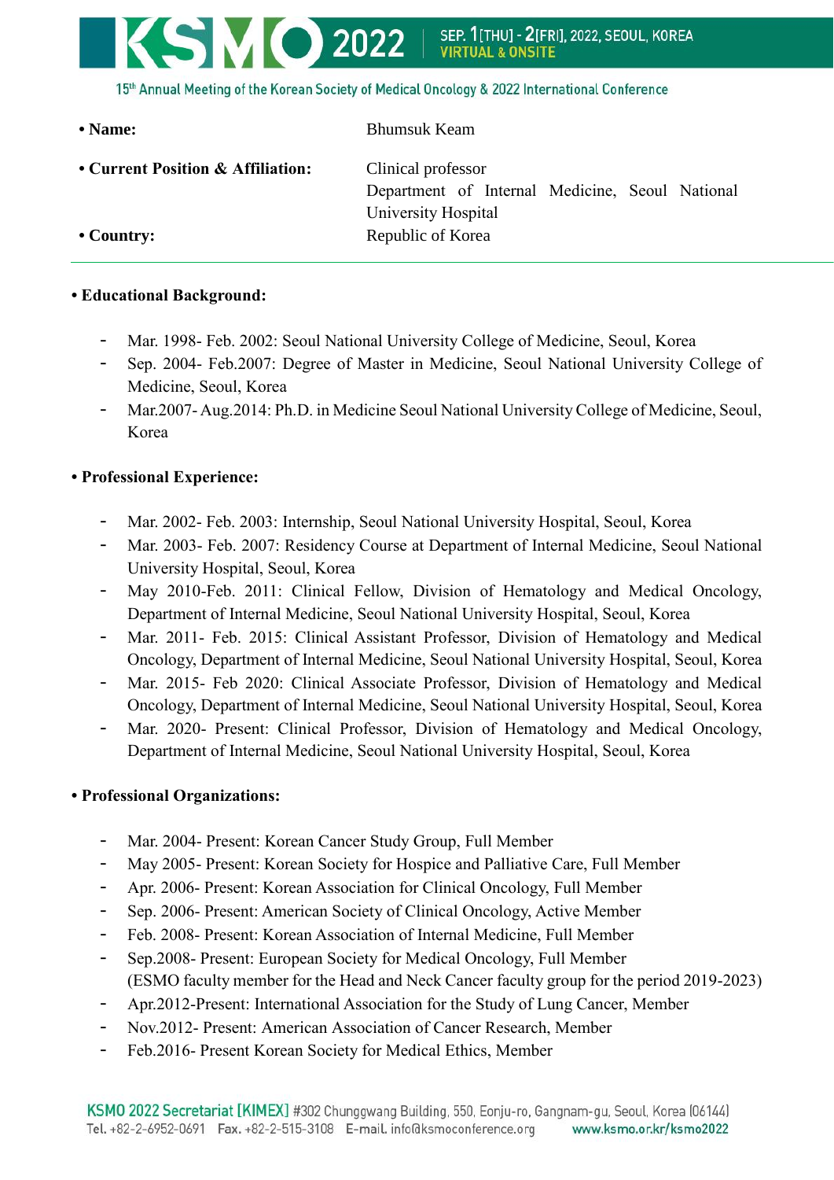- **Name:** Bhumsuk Keam
- **Current Position & Affiliation:** Clinical professor
  Department of Internal Medicine, Seoul National University Hospital
- **Country:** Republic of Korea

---

**• Educational Background:**

- Mar. 1998- Feb. 2002: Seoul National University College of Medicine, Seoul, Korea
- Sep. 2004- Feb.2007: Degree of Master in Medicine, Seoul National University College of Medicine, Seoul, Korea
- Mar.2007- Aug.2014: Ph.D. in Medicine Seoul National University College of Medicine, Seoul, Korea

**• Professional Experience:**

- Mar. 2002- Feb. 2003: Internship, Seoul National University Hospital, Seoul, Korea
- Mar. 2003- Feb. 2007: Residency Course at Department of Internal Medicine, Seoul National University Hospital, Seoul, Korea
- May 2010-Feb. 2011: Clinical Fellow, Division of Hematology and Medical Oncology, Department of Internal Medicine, Seoul National University Hospital, Seoul, Korea
- Mar. 2011- Feb. 2015: Clinical Assistant Professor, Division of Hematology and Medical Oncology, Department of Internal Medicine, Seoul National University Hospital, Seoul, Korea
- Mar. 2015- Feb 2020: Clinical Associate Professor, Division of Hematology and Medical Oncology, Department of Internal Medicine, Seoul National University Hospital, Seoul, Korea
- Mar. 2020- Present: Clinical Professor, Division of Hematology and Medical Oncology, Department of Internal Medicine, Seoul National University Hospital, Seoul, Korea

**• Professional Organizations:**

- Mar. 2004- Present: Korean Cancer Study Group, Full Member
- May 2005- Present: Korean Society for Hospice and Palliative Care, Full Member
- Apr. 2006- Present: Korean Association for Clinical Oncology, Full Member
- Sep. 2006- Present: American Society of Clinical Oncology, Active Member
- Feb. 2008- Present: Korean Association of Internal Medicine, Full Member
- Sep.2008- Present: European Society for Medical Oncology, Full Member
  (ESMO faculty member for the Head and Neck Cancer faculty group for the period 2019-2023)
- Apr.2012-Present: International Association for the Study of Lung Cancer, Member
- Nov.2012- Present: American Association of Cancer Research, Member
- Feb.2016- Present Korean Society for Medical Ethics, Member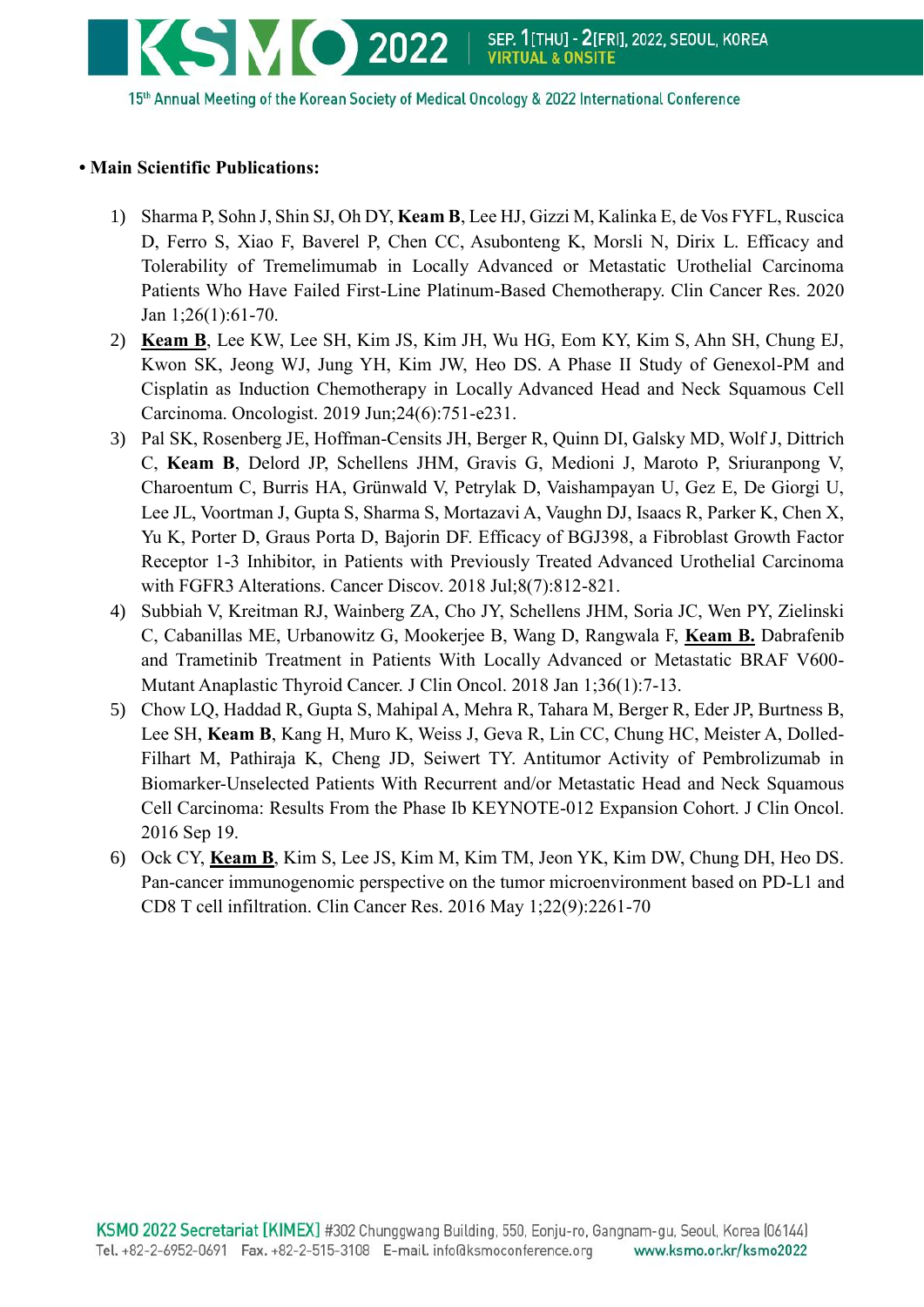- **Main Scientific Publications:**

1) Sharma P, Sohn J, Shin SJ, Oh DY, **Keam B**, Lee HJ, Gizzi M, Kalinka E, de Vos FYFL, Ruscica D, Ferro S, Xiao F, Baverel P, Chen CC, Asubonteng K, Morsli N, Dirix L. Efficacy and Tolerability of Tremelimumab in Locally Advanced or Metastatic Urothelial Carcinoma Patients Who Have Failed First-Line Platinum-Based Chemotherapy. Clin Cancer Res. 2020 Jan 1;26(1):61-70.
2) **Keam B**, Lee KW, Lee SH, Kim JS, Kim JH, Wu HG, Eom KY, Kim S, Ahn SH, Chung EJ, Kwon SK, Jeong WJ, Jung YH, Kim JW, Heo DS. A Phase II Study of Genexol-PM and Cisplatin as Induction Chemotherapy in Locally Advanced Head and Neck Squamous Cell Carcinoma. Oncologist. 2019 Jun;24(6):751-e231.
3) Pal SK, Rosenberg JE, Hoffman-Censits JH, Berger R, Quinn DI, Galsky MD, Wolf J, Dittrich C, **Keam B**, Delord JP, Schellens JHM, Gravis G, Medioni J, Maroto P, Sriuranpong V, Charoentum C, Burris HA, Grünwald V, Petrylak D, Vaishampayan U, Gez E, De Giorgi U, Lee JL, Voortman J, Gupta S, Sharma S, Mortazavi A, Vaughn DJ, Isaacs R, Parker K, Chen X, Yu K, Porter D, Graus Porta D, Bajorin DF. Efficacy of BGJ398, a Fibroblast Growth Factor Receptor 1-3 Inhibitor, in Patients with Previously Treated Advanced Urothelial Carcinoma with FGFR3 Alterations. Cancer Discov. 2018 Jul;8(7):812-821.
4) Subbiah V, Kreitman RJ, Wainberg ZA, Cho JY, Schellens JHM, Soria JC, Wen PY, Zielinski C, Cabanillas ME, Urbanowitz G, Mookerjee B, Wang D, Rangwala F, **Keam B.** Dabrafenib and Trametinib Treatment in Patients With Locally Advanced or Metastatic BRAF V600-Mutant Anaplastic Thyroid Cancer. J Clin Oncol. 2018 Jan 1;36(1):7-13.
5) Chow LQ, Haddad R, Gupta S, Mahipal A, Mehra R, Tahara M, Berger R, Eder JP, Burtness B, Lee SH, **Keam B**, Kang H, Muro K, Weiss J, Geva R, Lin CC, Chung HC, Meister A, Dolled-Filhart M, Pathiraja K, Cheng JD, Seiwert TY. Antitumor Activity of Pembrolizumab in Biomarker-Unselected Patients With Recurrent and/or Metastatic Head and Neck Squamous Cell Carcinoma: Results From the Phase Ib KEYNOTE-012 Expansion Cohort. J Clin Oncol. 2016 Sep 19.
6) Ock CY, **Keam B**, Kim S, Lee JS, Kim M, Kim TM, Jeon YK, Kim DW, Chung DH, Heo DS. Pan-cancer immunogenomic perspective on the tumor microenvironment based on PD-L1 and CD8 T cell infiltration. Clin Cancer Res. 2016 May 1;22(9):2261-70